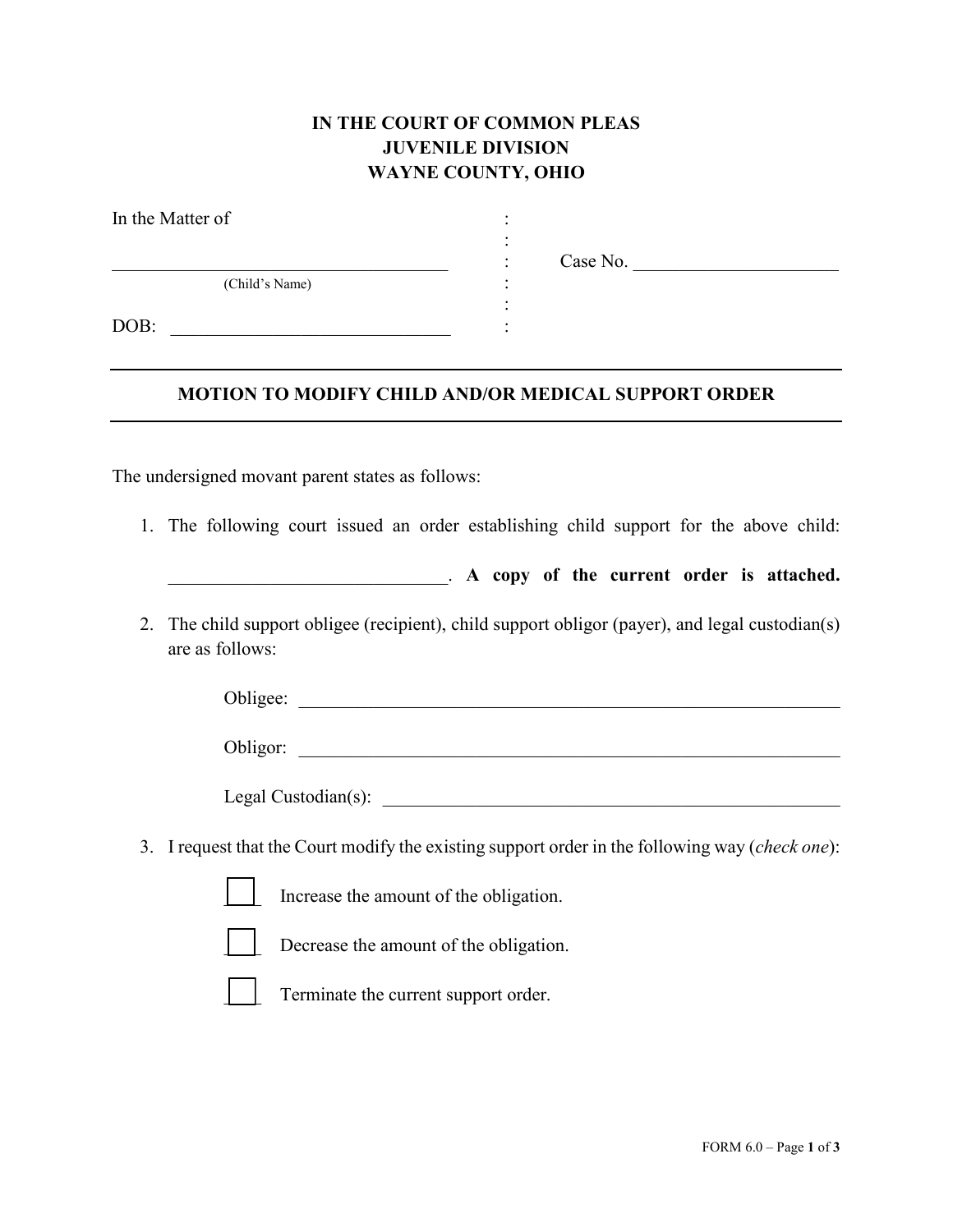**IN THE COURT OF COMMON PLEAS**
**JUVENILE DIVISION**
**WAYNE COUNTY, OHIO**

In the Matter of :
:
____________________________________ : Case No. ______________________
(Child's Name) :
:
DOB: ______________________________ :

---

## MOTION TO MODIFY CHILD AND/OR MEDICAL SUPPORT ORDER

---

The undersigned movant parent states as follows:

1. The following court issued an order establishing child support for the above child:

   ______________________________. **A copy of the current order is attached.**

2. The child support obligee (recipient), child support obligor (payer), and legal custodian(s) are as follows:

   Obligee: ____________________________________________________________

   Obligor: ____________________________________________________________

   Legal Custodian(s): ___________________________________________________

3. I request that the Court modify the existing support order in the following way (*check one*):

   ☐ Increase the amount of the obligation.

   ☐ Decrease the amount of the obligation.

   ☐ Terminate the current support order.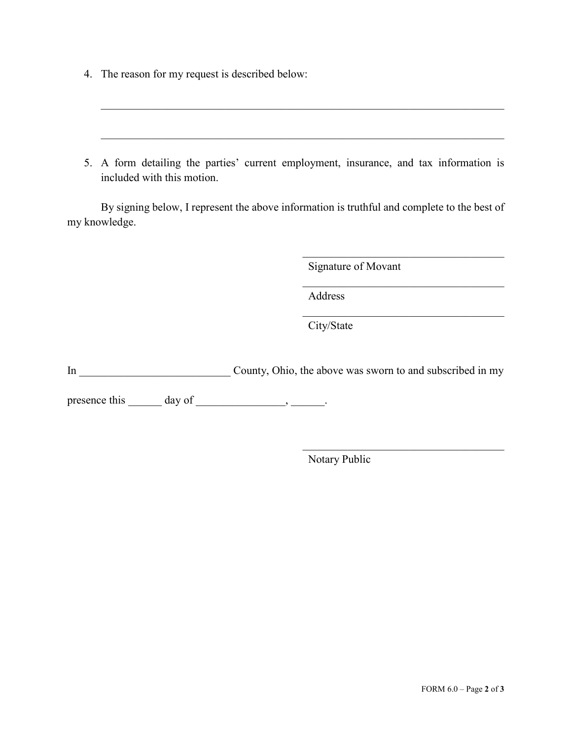4. The reason for my request is described below:

    ______________________________________________________________________________

    ______________________________________________________________________________

5. A form detailing the parties' current employment, insurance, and tax information is included with this motion.

By signing below, I represent the above information is truthful and complete to the best of my knowledge.

_____________________________________
Signature of Movant

_____________________________________
Address

_____________________________________
City/State

In ___________________________ County, Ohio, the above was sworn to and subscribed in my presence this ______ day of ________________, ______.

_____________________________________
Notary Public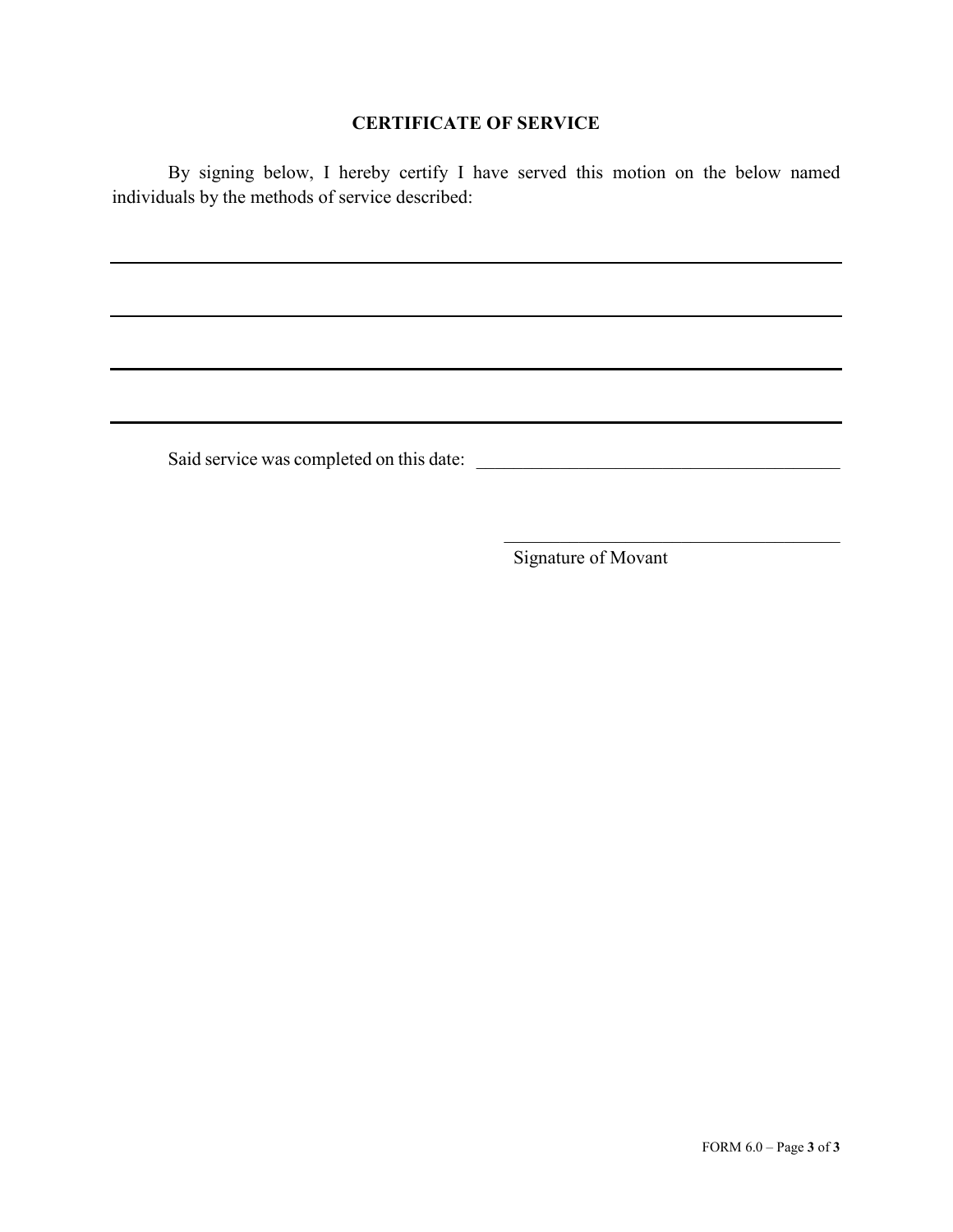## CERTIFICATE OF SERVICE

By signing below, I hereby certify I have served this motion on the below named individuals by the methods of service described:

\_\_\_\_\_\_\_\_\_\_\_\_\_\_\_\_\_\_\_\_\_\_\_\_\_\_\_\_\_\_\_\_\_\_\_\_\_\_\_\_\_\_\_\_\_\_\_\_\_\_\_\_\_\_\_\_\_\_\_\_\_\_\_\_

\_\_\_\_\_\_\_\_\_\_\_\_\_\_\_\_\_\_\_\_\_\_\_\_\_\_\_\_\_\_\_\_\_\_\_\_\_\_\_\_\_\_\_\_\_\_\_\_\_\_\_\_\_\_\_\_\_\_\_\_\_\_\_\_

\_\_\_\_\_\_\_\_\_\_\_\_\_\_\_\_\_\_\_\_\_\_\_\_\_\_\_\_\_\_\_\_\_\_\_\_\_\_\_\_\_\_\_\_\_\_\_\_\_\_\_\_\_\_\_\_\_\_\_\_\_\_\_\_

\_\_\_\_\_\_\_\_\_\_\_\_\_\_\_\_\_\_\_\_\_\_\_\_\_\_\_\_\_\_\_\_\_\_\_\_\_\_\_\_\_\_\_\_\_\_\_\_\_\_\_\_\_\_\_\_\_\_\_\_\_\_\_\_

Said service was completed on this date: \_\_\_\_\_\_\_\_\_\_\_\_\_\_\_\_\_\_\_\_\_\_\_\_\_\_\_\_\_\_\_\_\_\_\_\_\_\_\_\_

\_\_\_\_\_\_\_\_\_\_\_\_\_\_\_\_\_\_\_\_\_\_\_\_\_\_\_\_\_\_\_\_\_\_\_\_\_\_\_\_

Signature of Movant

FORM 6.0